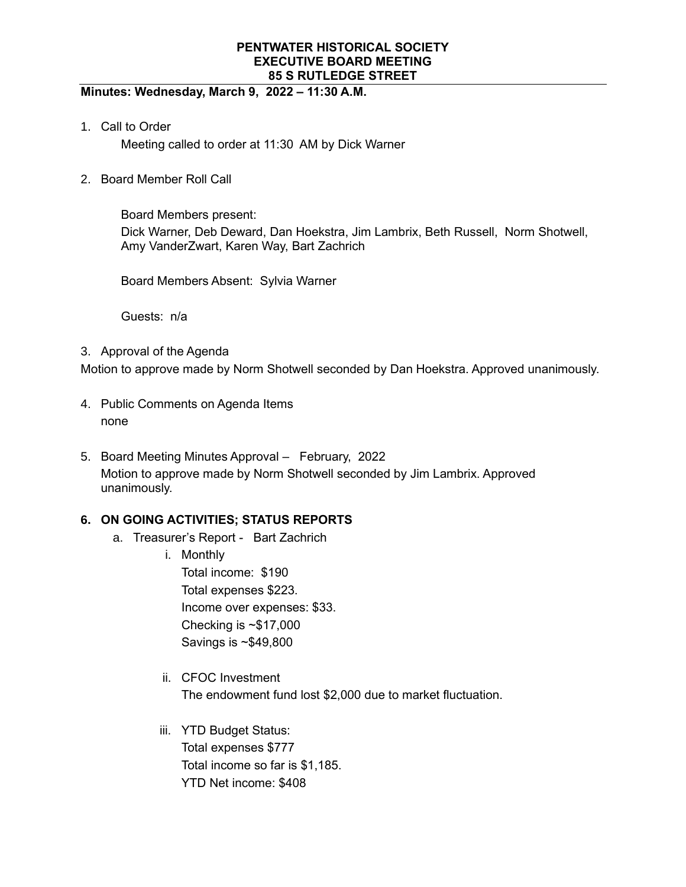**PENTWATER HISTORICAL SOCIETY**
**EXECUTIVE BOARD MEETING**
**85 S RUTLEDGE STREET**

**Minutes: Wednesday, March 9, 2022 – 11:30 A.M.**

1. Call to Order

   Meeting called to order at 11:30 AM by Dick Warner

2. Board Member Roll Call

   Board Members present:
   Dick Warner, Deb Deward, Dan Hoekstra, Jim Lambrix, Beth Russell, Norm Shotwell, Amy VanderZwart, Karen Way, Bart Zachrich

   Board Members Absent: Sylvia Warner

   Guests: n/a

3. Approval of the Agenda

Motion to approve made by Norm Shotwell seconded by Dan Hoekstra. Approved unanimously.

4. Public Comments on Agenda Items
   none

5. Board Meeting Minutes Approval – February, 2022
   Motion to approve made by Norm Shotwell seconded by Jim Lambrix. Approved unanimously.

**6. ON GOING ACTIVITIES; STATUS REPORTS**

   a. Treasurer's Report - Bart Zachrich
      i. Monthly
         Total income: $190
         Total expenses $223.
         Income over expenses: $33.
         Checking is ~$17,000
         Savings is ~$49,800

      ii. CFOC Investment
         The endowment fund lost $2,000 due to market fluctuation.

      iii. YTD Budget Status:
         Total expenses $777
         Total income so far is $1,185.
         YTD Net income: $408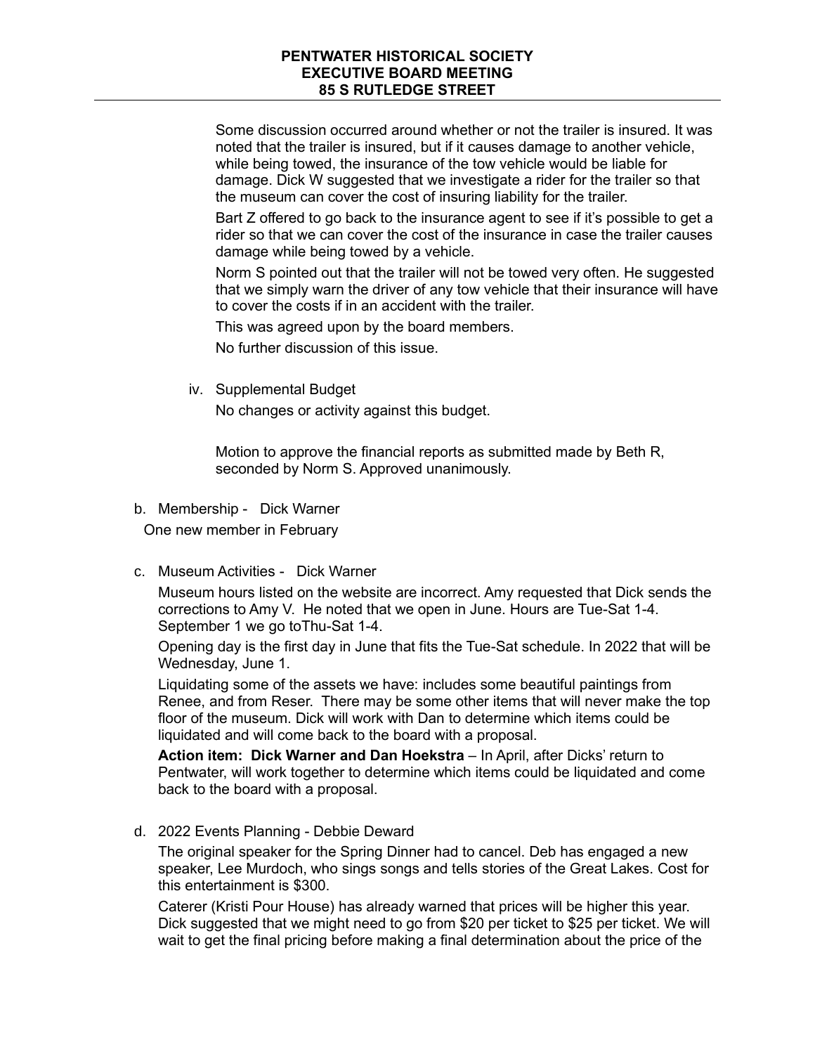Some discussion occurred around whether or not the trailer is insured. It was noted that the trailer is insured, but if it causes damage to another vehicle, while being towed, the insurance of the tow vehicle would be liable for damage. Dick W suggested that we investigate a rider for the trailer so that the museum can cover the cost of insuring liability for the trailer.

Bart Z offered to go back to the insurance agent to see if it's possible to get a rider so that we can cover the cost of the insurance in case the trailer causes damage while being towed by a vehicle.

Norm S pointed out that the trailer will not be towed very often. He suggested that we simply warn the driver of any tow vehicle that their insurance will have to cover the costs if in an accident with the trailer.

This was agreed upon by the board members.

No further discussion of this issue.

iv. Supplemental Budget

No changes or activity against this budget.

Motion to approve the financial reports as submitted made by Beth R, seconded by Norm S. Approved unanimously.

b. Membership - Dick Warner

One new member in February

c. Museum Activities - Dick Warner

Museum hours listed on the website are incorrect. Amy requested that Dick sends the corrections to Amy V. He noted that we open in June. Hours are Tue-Sat 1-4. September 1 we go toThu-Sat 1-4.

Opening day is the first day in June that fits the Tue-Sat schedule. In 2022 that will be Wednesday, June 1.

Liquidating some of the assets we have: includes some beautiful paintings from Renee, and from Reser. There may be some other items that will never make the top floor of the museum. Dick will work with Dan to determine which items could be liquidated and will come back to the board with a proposal.

**Action item: Dick Warner and Dan Hoekstra** – In April, after Dicks' return to Pentwater, will work together to determine which items could be liquidated and come back to the board with a proposal.

d. 2022 Events Planning - Debbie Deward

The original speaker for the Spring Dinner had to cancel. Deb has engaged a new speaker, Lee Murdoch, who sings songs and tells stories of the Great Lakes. Cost for this entertainment is $300.

Caterer (Kristi Pour House) has already warned that prices will be higher this year. Dick suggested that we might need to go from $20 per ticket to $25 per ticket. We will wait to get the final pricing before making a final determination about the price of the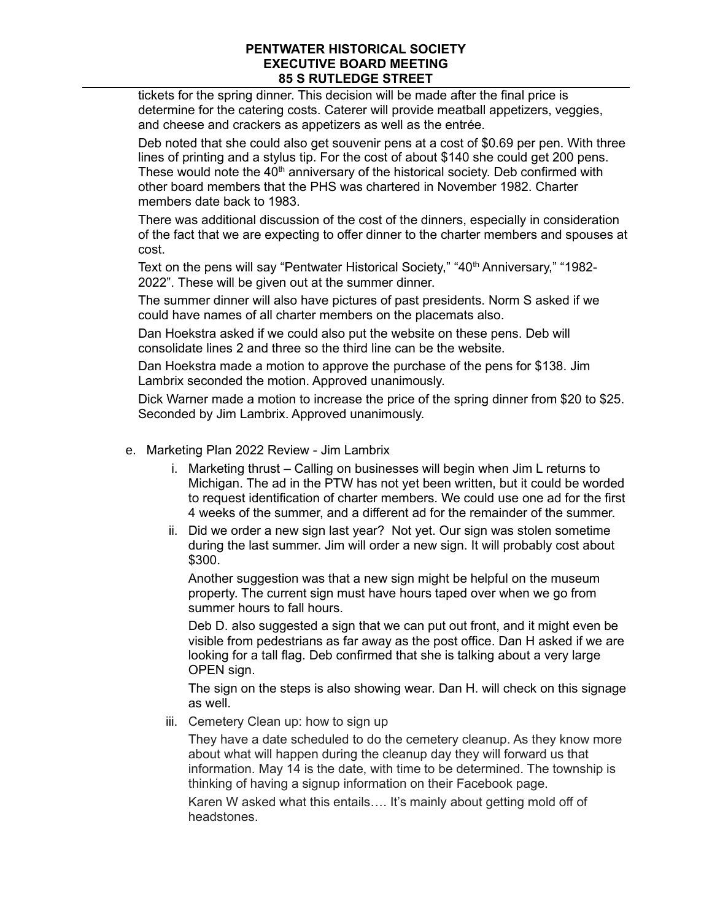tickets for the spring dinner. This decision will be made after the final price is determine for the catering costs. Caterer will provide meatball appetizers, veggies, and cheese and crackers as appetizers as well as the entrée.

Deb noted that she could also get souvenir pens at a cost of $0.69 per pen. With three lines of printing and a stylus tip. For the cost of about $140 she could get 200 pens. These would note the 40th anniversary of the historical society. Deb confirmed with other board members that the PHS was chartered in November 1982. Charter members date back to 1983.

There was additional discussion of the cost of the dinners, especially in consideration of the fact that we are expecting to offer dinner to the charter members and spouses at cost.

Text on the pens will say "Pentwater Historical Society," "40th Anniversary," "1982-2022". These will be given out at the summer dinner.

The summer dinner will also have pictures of past presidents. Norm S asked if we could have names of all charter members on the placemats also.

Dan Hoekstra asked if we could also put the website on these pens. Deb will consolidate lines 2 and three so the third line can be the website.

Dan Hoekstra made a motion to approve the purchase of the pens for $138. Jim Lambrix seconded the motion. Approved unanimously.

Dick Warner made a motion to increase the price of the spring dinner from $20 to $25. Seconded by Jim Lambrix. Approved unanimously.

e. Marketing Plan 2022 Review - Jim Lambrix

i. Marketing thrust – Calling on businesses will begin when Jim L returns to Michigan. The ad in the PTW has not yet been written, but it could be worded to request identification of charter members. We could use one ad for the first 4 weeks of the summer, and a different ad for the remainder of the summer.

ii. Did we order a new sign last year? Not yet. Our sign was stolen sometime during the last summer. Jim will order a new sign. It will probably cost about $300.

Another suggestion was that a new sign might be helpful on the museum property. The current sign must have hours taped over when we go from summer hours to fall hours.

Deb D. also suggested a sign that we can put out front, and it might even be visible from pedestrians as far away as the post office. Dan H asked if we are looking for a tall flag. Deb confirmed that she is talking about a very large OPEN sign.

The sign on the steps is also showing wear. Dan H. will check on this signage as well.

iii. Cemetery Clean up: how to sign up

They have a date scheduled to do the cemetery cleanup. As they know more about what will happen during the cleanup day they will forward us that information. May 14 is the date, with time to be determined. The township is thinking of having a signup information on their Facebook page.

Karen W asked what this entails…. It's mainly about getting mold off of headstones.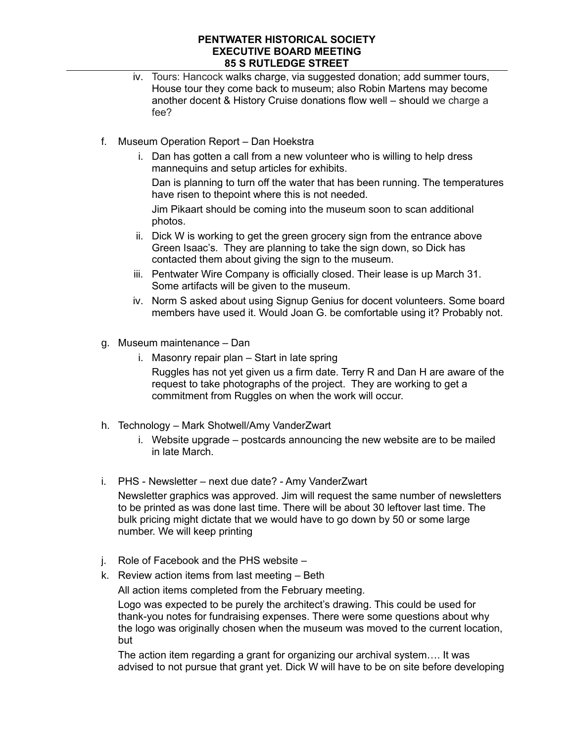iv. Tours: Hancock walks charge, via suggested donation; add summer tours, House tour they come back to museum; also Robin Martens may become another docent & History Cruise donations flow well – should we charge a fee?

f. Museum Operation Report – Dan Hoekstra

   i. Dan has gotten a call from a new volunteer who is willing to help dress mannequins and setup articles for exhibits.

      Dan is planning to turn off the water that has been running. The temperatures have risen to thepoint where this is not needed.

      Jim Pikaart should be coming into the museum soon to scan additional photos.

   ii. Dick W is working to get the green grocery sign from the entrance above Green Isaac's. They are planning to take the sign down, so Dick has contacted them about giving the sign to the museum.

   iii. Pentwater Wire Company is officially closed. Their lease is up March 31. Some artifacts will be given to the museum.

   iv. Norm S asked about using Signup Genius for docent volunteers. Some board members have used it. Would Joan G. be comfortable using it? Probably not.

g. Museum maintenance – Dan

   i. Masonry repair plan – Start in late spring

      Ruggles has not yet given us a firm date. Terry R and Dan H are aware of the request to take photographs of the project. They are working to get a commitment from Ruggles on when the work will occur.

h. Technology – Mark Shotwell/Amy VanderZwart

   i. Website upgrade – postcards announcing the new website are to be mailed in late March.

i. PHS - Newsletter – next due date? - Amy VanderZwart

   Newsletter graphics was approved. Jim will request the same number of newsletters to be printed as was done last time. There will be about 30 leftover last time. The bulk pricing might dictate that we would have to go down by 50 or some large number. We will keep printing

j. Role of Facebook and the PHS website –

k. Review action items from last meeting – Beth

   All action items completed from the February meeting.

   Logo was expected to be purely the architect's drawing. This could be used for thank-you notes for fundraising expenses. There were some questions about why the logo was originally chosen when the museum was moved to the current location, but

   The action item regarding a grant for organizing our archival system…. It was advised to not pursue that grant yet. Dick W will have to be on site before developing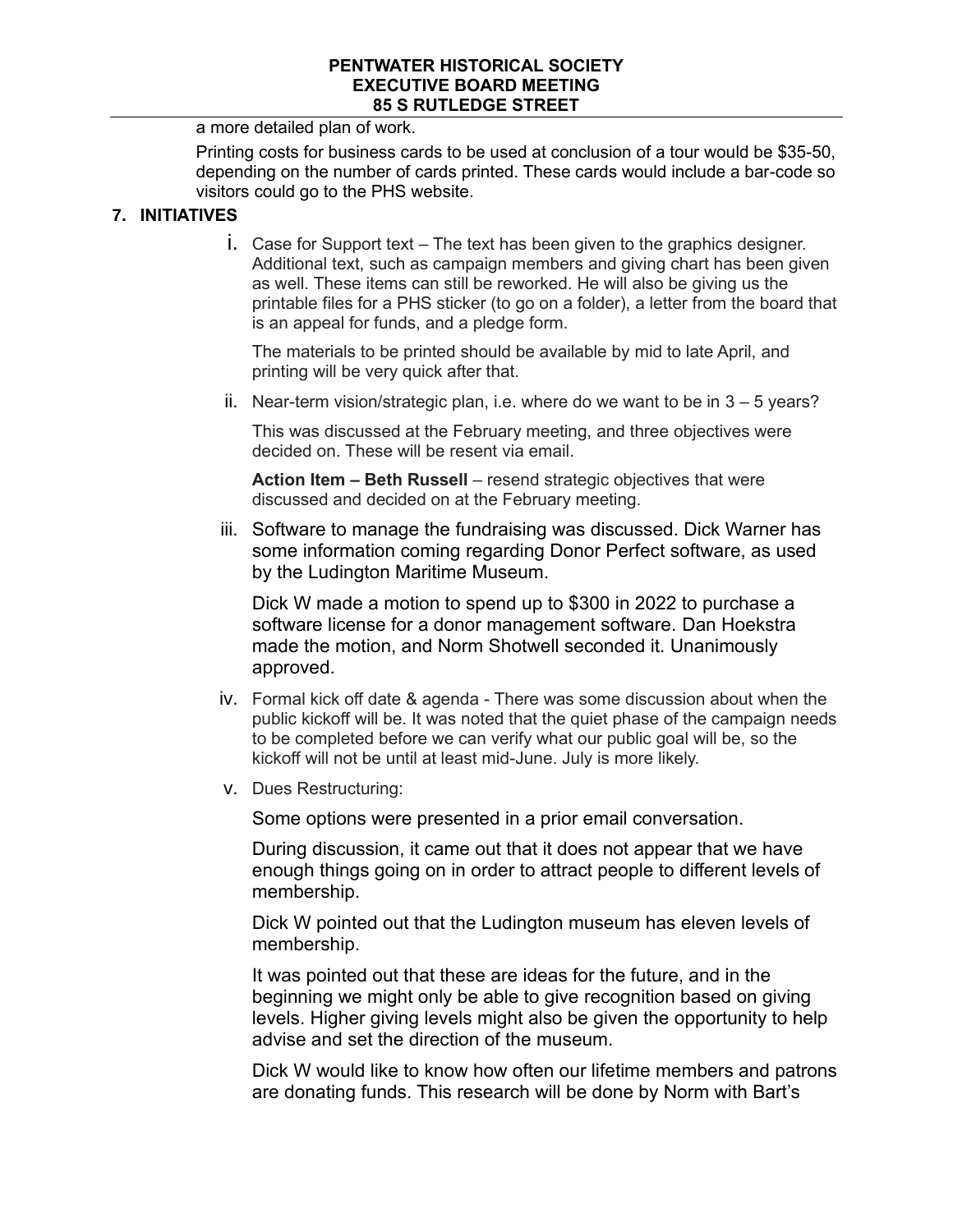a more detailed plan of work.

Printing costs for business cards to be used at conclusion of a tour would be $35-50, depending on the number of cards printed. These cards would include a bar-code so visitors could go to the PHS website.

## 7. INITIATIVES

i. Case for Support text – The text has been given to the graphics designer. Additional text, such as campaign members and giving chart has been given as well. These items can still be reworked. He will also be giving us the printable files for a PHS sticker (to go on a folder), a letter from the board that is an appeal for funds, and a pledge form.

   The materials to be printed should be available by mid to late April, and printing will be very quick after that.

ii. Near-term vision/strategic plan, i.e. where do we want to be in 3 – 5 years?

   This was discussed at the February meeting, and three objectives were decided on. These will be resent via email.

   **Action Item – Beth Russell** – resend strategic objectives that were discussed and decided on at the February meeting.

iii. Software to manage the fundraising was discussed. Dick Warner has some information coming regarding Donor Perfect software, as used by the Ludington Maritime Museum.

   Dick W made a motion to spend up to $300 in 2022 to purchase a software license for a donor management software. Dan Hoekstra made the motion, and Norm Shotwell seconded it. Unanimously approved.

iv. Formal kick off date & agenda - There was some discussion about when the public kickoff will be. It was noted that the quiet phase of the campaign needs to be completed before we can verify what our public goal will be, so the kickoff will not be until at least mid-June. July is more likely.

v. Dues Restructuring:

   Some options were presented in a prior email conversation.

   During discussion, it came out that it does not appear that we have enough things going on in order to attract people to different levels of membership.

   Dick W pointed out that the Ludington museum has eleven levels of membership.

   It was pointed out that these are ideas for the future, and in the beginning we might only be able to give recognition based on giving levels. Higher giving levels might also be given the opportunity to help advise and set the direction of the museum.

   Dick W would like to know how often our lifetime members and patrons are donating funds. This research will be done by Norm with Bart's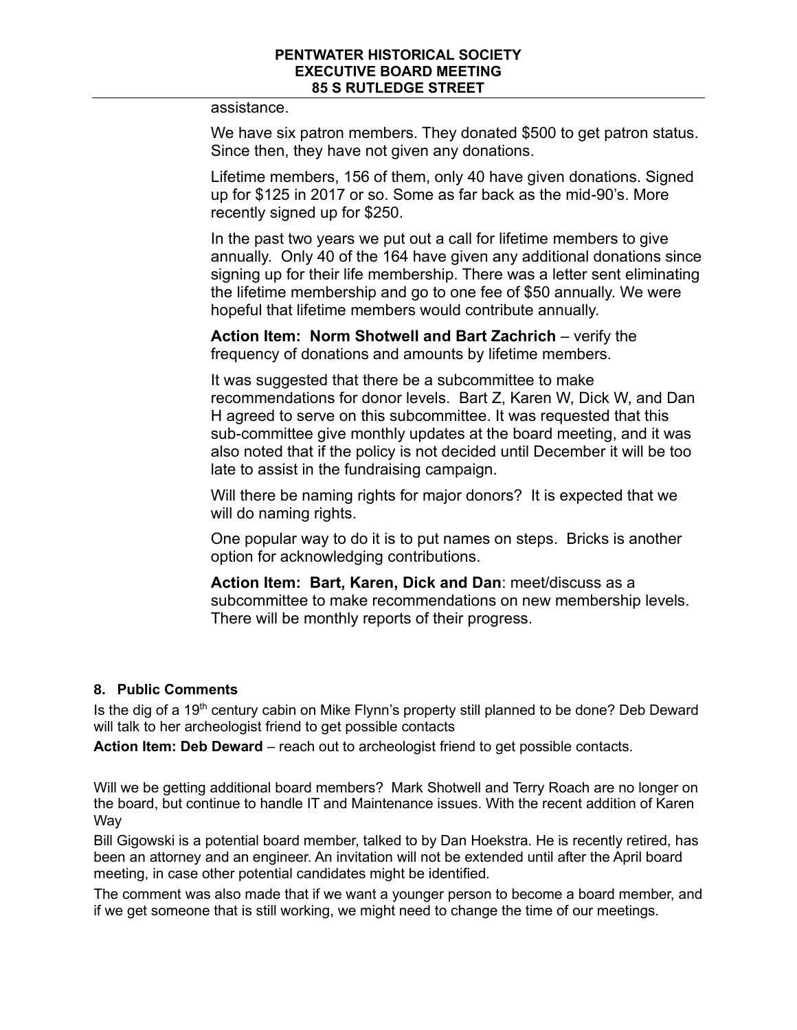assistance.

We have six patron members. They donated $500 to get patron status. Since then, they have not given any donations.

Lifetime members, 156 of them, only 40 have given donations. Signed up for $125 in 2017 or so. Some as far back as the mid-90's. More recently signed up for $250.

In the past two years we put out a call for lifetime members to give annually. Only 40 of the 164 have given any additional donations since signing up for their life membership. There was a letter sent eliminating the lifetime membership and go to one fee of $50 annually. We were hopeful that lifetime members would contribute annually.

**Action Item: Norm Shotwell and Bart Zachrich** – verify the frequency of donations and amounts by lifetime members.

It was suggested that there be a subcommittee to make recommendations for donor levels. Bart Z, Karen W, Dick W, and Dan H agreed to serve on this subcommittee. It was requested that this sub-committee give monthly updates at the board meeting, and it was also noted that if the policy is not decided until December it will be too late to assist in the fundraising campaign.

Will there be naming rights for major donors? It is expected that we will do naming rights.

One popular way to do it is to put names on steps. Bricks is another option for acknowledging contributions.

**Action Item: Bart, Karen, Dick and Dan**: meet/discuss as a subcommittee to make recommendations on new membership levels. There will be monthly reports of their progress.

## 8. Public Comments

Is the dig of a 19th century cabin on Mike Flynn's property still planned to be done? Deb Deward will talk to her archeologist friend to get possible contacts

**Action Item: Deb Deward** – reach out to archeologist friend to get possible contacts.

Will we be getting additional board members? Mark Shotwell and Terry Roach are no longer on the board, but continue to handle IT and Maintenance issues. With the recent addition of Karen Way

Bill Gigowski is a potential board member, talked to by Dan Hoekstra. He is recently retired, has been an attorney and an engineer. An invitation will not be extended until after the April board meeting, in case other potential candidates might be identified.

The comment was also made that if we want a younger person to become a board member, and if we get someone that is still working, we might need to change the time of our meetings.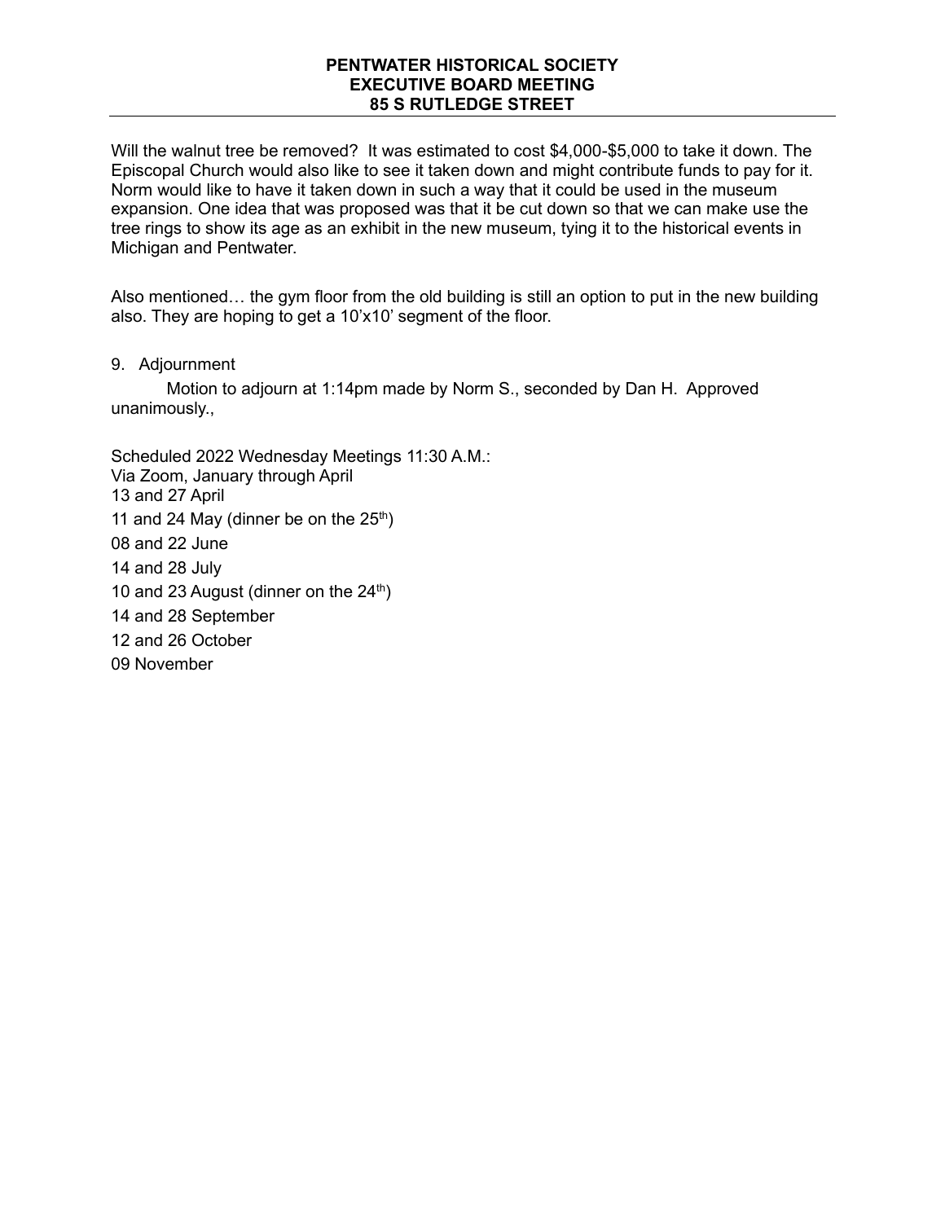Will the walnut tree be removed? It was estimated to cost $4,000-$5,000 to take it down. The Episcopal Church would also like to see it taken down and might contribute funds to pay for it. Norm would like to have it taken down in such a way that it could be used in the museum expansion. One idea that was proposed was that it be cut down so that we can make use the tree rings to show its age as an exhibit in the new museum, tying it to the historical events in Michigan and Pentwater.

Also mentioned… the gym floor from the old building is still an option to put in the new building also. They are hoping to get a 10'x10' segment of the floor.

9. Adjournment

Motion to adjourn at 1:14pm made by Norm S., seconded by Dan H. Approved unanimously.,

Scheduled 2022 Wednesday Meetings 11:30 A.M.:
Via Zoom, January through April
13 and 27 April
11 and 24 May (dinner be on the 25th)
08 and 22 June
14 and 28 July
10 and 23 August (dinner on the 24th)
14 and 28 September
12 and 26 October
09 November